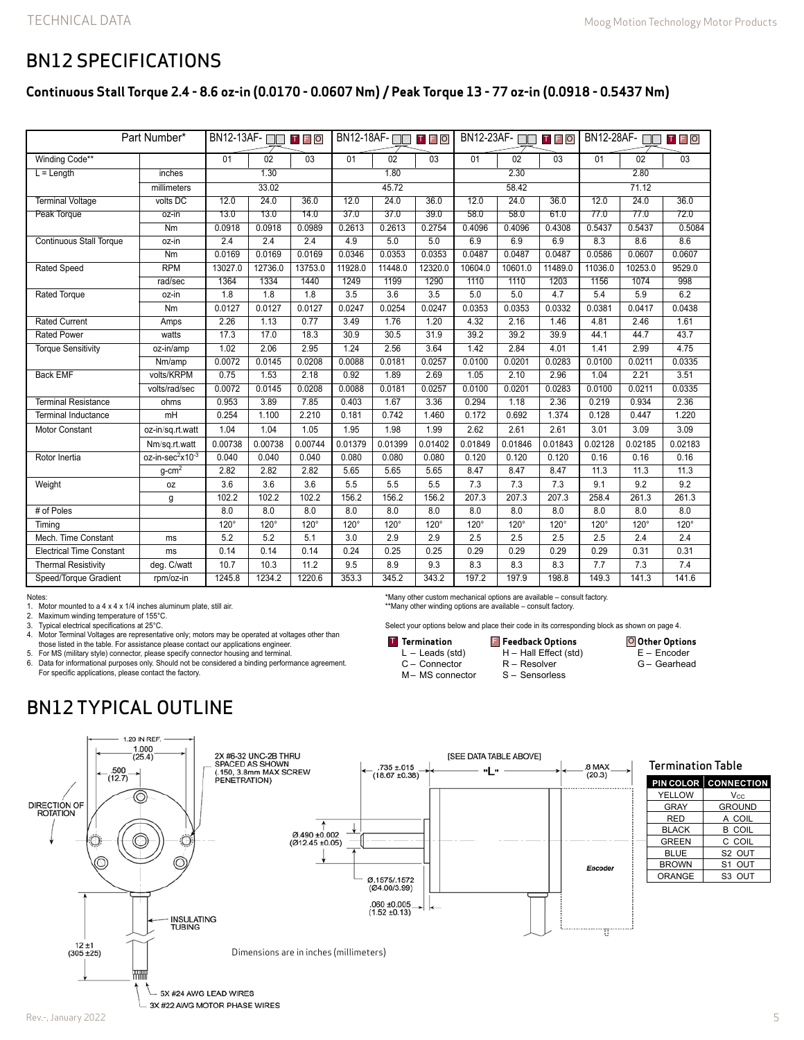# BN12 SPECIFICATIONS

## Continuous Stall Torque 2.4 - 8.6 oz-in (0.0170 - 0.0607 Nm) / Peak Torque 13 - 77 oz-in (0.0918 - 0.5437 Nm)

| Part Number* | | BN12-13AF- T F O | | | BN12-18AF- T F O | | | BN12-23AF- T F O | | | BN12-28AF- T F O | | |
|---|---|---|---|---|---|---|---|---|---|---|---|---|---|
| Winding Code** | | 01 | 02 | 03 | 01 | 02 | 03 | 01 | 02 | 03 | 01 | 02 | 03 |
| L = Length | inches | 1.30 | | | 1.80 | | | 2.30 | | | 2.80 | | |
| | millimeters | 33.02 | | | 45.72 | | | 58.42 | | | 71.12 | | |
| Terminal Voltage | volts DC | 12.0 | 24.0 | 36.0 | 12.0 | 24.0 | 36.0 | 12.0 | 24.0 | 36.0 | 12.0 | 24.0 | 36.0 |
| Peak Torque | oz-in | 13.0 | 13.0 | 14.0 | 37.0 | 37.0 | 39.0 | 58.0 | 58.0 | 61.0 | 77.0 | 77.0 | 72.0 |
| | Nm | 0.0918 | 0.0918 | 0.0989 | 0.2613 | 0.2613 | 0.2754 | 0.4096 | 0.4096 | 0.4308 | 0.5437 | 0.5437 | 0.5084 |
| Continuous Stall Torque | oz-in | 2.4 | 2.4 | 2.4 | 4.9 | 5.0 | 5.0 | 6.9 | 6.9 | 6.9 | 8.3 | 8.6 | 8.6 |
| | Nm | 0.0169 | 0.0169 | 0.0169 | 0.0346 | 0.0353 | 0.0353 | 0.0487 | 0.0487 | 0.0487 | 0.0586 | 0.0607 | 0.0607 |
| Rated Speed | RPM | 13027.0 | 12736.0 | 13753.0 | 11928.0 | 11448.0 | 12320.0 | 10604.0 | 10601.0 | 11489.0 | 11036.0 | 10253.0 | 9529.0 |
| | rad/sec | 1364 | 1334 | 1440 | 1249 | 1199 | 1290 | 1110 | 1110 | 1203 | 1156 | 1074 | 998 |
| Rated Torque | oz-in | 1.8 | 1.8 | 1.8 | 3.5 | 3.6 | 3.5 | 5.0 | 5.0 | 4.7 | 5.4 | 5.9 | 6.2 |
| | Nm | 0.0127 | 0.0127 | 0.0127 | 0.0247 | 0.0254 | 0.0247 | 0.0353 | 0.0353 | 0.0332 | 0.0381 | 0.0417 | 0.0438 |
| Rated Current | Amps | 2.26 | 1.13 | 0.77 | 3.49 | 1.76 | 1.20 | 4.32 | 2.16 | 1.46 | 4.81 | 2.46 | 1.61 |
| Rated Power | watts | 17.3 | 17.0 | 18.3 | 30.9 | 30.5 | 31.9 | 39.2 | 39.2 | 39.9 | 44.1 | 44.7 | 43.7 |
| Torque Sensitivity | oz-in/amp | 1.02 | 2.06 | 2.95 | 1.24 | 2.56 | 3.64 | 1.42 | 2.84 | 4.01 | 1.41 | 2.99 | 4.75 |
| | Nm/amp | 0.0072 | 0.0145 | 0.0208 | 0.0088 | 0.0181 | 0.0257 | 0.0100 | 0.0201 | 0.0283 | 0.0100 | 0.0211 | 0.0335 |
| Back EMF | volts/KRPM | 0.75 | 1.53 | 2.18 | 0.92 | 1.89 | 2.69 | 1.05 | 2.10 | 2.96 | 1.04 | 2.21 | 3.51 |
| | volts/rad/sec | 0.0072 | 0.0145 | 0.0208 | 0.0088 | 0.0181 | 0.0257 | 0.0100 | 0.0201 | 0.0283 | 0.0100 | 0.0211 | 0.0335 |
| Terminal Resistance | ohms | 0.953 | 3.89 | 7.85 | 0.403 | 1.67 | 3.36 | 0.294 | 1.18 | 2.36 | 0.219 | 0.934 | 2.36 |
| Terminal Inductance | mH | 0.254 | 1.100 | 2.210 | 0.181 | 0.742 | 1.460 | 0.172 | 0.692 | 1.374 | 0.128 | 0.447 | 1.220 |
| Motor Constant | oz-in/sq.rt.watt | 1.04 | 1.04 | 1.05 | 1.95 | 1.98 | 1.99 | 2.62 | 2.61 | 2.61 | 3.01 | 3.09 | 3.09 |
| | Nm/sq.rt.watt | 0.00738 | 0.00738 | 0.00744 | 0.01379 | 0.01399 | 0.01402 | 0.01849 | 0.01846 | 0.01843 | 0.02128 | 0.02185 | 0.02183 |
| Rotor Inertia | oz-in-sec$^2$x10$^{-3}$ | 0.040 | 0.040 | 0.040 | 0.080 | 0.080 | 0.080 | 0.120 | 0.120 | 0.120 | 0.16 | 0.16 | 0.16 |
| | g-cm$^2$ | 2.82 | 2.82 | 2.82 | 5.65 | 5.65 | 5.65 | 8.47 | 8.47 | 8.47 | 11.3 | 11.3 | 11.3 |
| Weight | oz | 3.6 | 3.6 | 3.6 | 5.5 | 5.5 | 5.5 | 7.3 | 7.3 | 7.3 | 9.1 | 9.2 | 9.2 |
| | g | 102.2 | 102.2 | 102.2 | 156.2 | 156.2 | 156.2 | 207.3 | 207.3 | 207.3 | 258.4 | 261.3 | 261.3 |
| # of Poles | | 8.0 | 8.0 | 8.0 | 8.0 | 8.0 | 8.0 | 8.0 | 8.0 | 8.0 | 8.0 | 8.0 | 8.0 |
| Timing | | 120° | 120° | 120° | 120° | 120° | 120° | 120° | 120° | 120° | 120° | 120° | 120° |
| Mech. Time Constant | ms | 5.2 | 5.2 | 5.1 | 3.0 | 2.9 | 2.9 | 2.5 | 2.5 | 2.5 | 2.5 | 2.4 | 2.4 |
| Electrical Time Constant | ms | 0.14 | 0.14 | 0.14 | 0.24 | 0.25 | 0.25 | 0.29 | 0.29 | 0.29 | 0.29 | 0.31 | 0.31 |
| Thermal Resistivity | deg. C/watt | 10.7 | 10.3 | 11.2 | 9.5 | 8.9 | 9.3 | 8.3 | 8.3 | 8.3 | 7.7 | 7.3 | 7.4 |
| Speed/Torque Gradient | rpm/oz-in | 1245.8 | 1234.2 | 1220.6 | 353.3 | 345.2 | 343.2 | 197.2 | 197.9 | 198.8 | 149.3 | 141.3 | 141.6 |

Notes:

1. Motor mounted to a 4 x 4 x 1/4 inches aluminum plate, still air.
2. Maximum winding temperature of 155°C.
3. Typical electrical specifications at 25°C.
4. Motor Terminal Voltages are representative only; motors may be operated at voltages other than those listed in the table. For assistance please contact our applications engineer.
5. For MS (military style) connector, please specify connector housing and terminal.
6. Data for informational purposes only. Should not be considered a binding performance agreement. For specific applications, please contact the factory.

*Many other custom mechanical options are available – consult factory.
**Many other winding options are available – consult factory.

Select your options below and place their code in its corresponding block as shown on page 4.

**T Termination**
- L – Leads (std)
- C – Connector
- M – MS connector

**F Feedback Options**
- H – Hall Effect (std)
- R – Resolver
- S – Sensorless

**O Other Options**
- E – Encoder
- G – Gearhead

# BN12 TYPICAL OUTLINE

1.20 IN REF.
1.000 (25.4)
.500 (12.7)
DIRECTION OF ROTATION
2X #6-32 UNC-2B THRU SPACED AS SHOWN (.150, 3.8mm MAX SCREW PENETRATION)
INSULATING TUBING
12 ±1 (305 ±25)
5X #24 AWG LEAD WIRES
3X #22 AWG MOTOR PHASE WIRES
[SEE DATA TABLE ABOVE] "L"
.735 ±.015 (18.67 ±0.38)
.8 MAX (20.3)
Ø.490 ±0.002 (Ø12.45 ±0.05)
Ø.1575/.1572 (Ø4.00/3.99)
.060 ±0.005 (1.52 ±0.13)
Encoder

Dimensions are in inches (millimeters)

Termination Table

| PIN COLOR | CONNECTION |
|---|---|
| YELLOW | $V_{CC}$ |
| GRAY | GROUND |
| RED | A COIL |
| BLACK | B COIL |
| GREEN | C COIL |
| BLUE | S2 OUT |
| BROWN | S1 OUT |
| ORANGE | S3 OUT |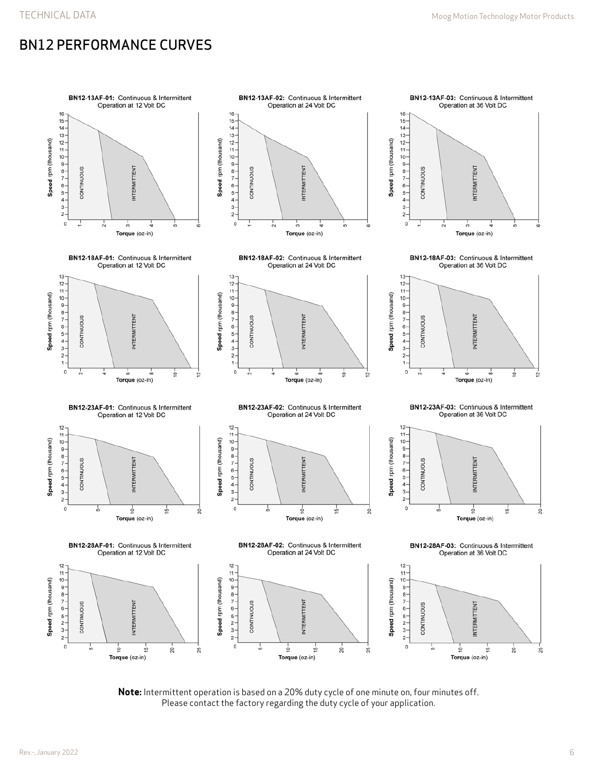## BN12 PERFORMANCE CURVES

**BN12-13AF-01:** Continuous & Intermittent Operation at 12 Volt DC

**BN12-13AF-02:** Continuous & Intermittent Operation at 24 Volt DC

**BN12-13AF-03:** Continuous & Intermittent Operation at 36 Volt DC

**BN12-18AF-01:** Continuous & Intermittent Operation at 12 Volt DC

**BN12-18AF-02:** Continuous & Intermittent Operation at 24 Volt DC

**BN12-18AF-03:** Continuous & Intermittent Operation at 36 Volt DC

**BN12-23AF-01:** Continuous & Intermittent Operation at 12 Volt DC

**BN12-23AF-02:** Continuous & Intermittent Operation at 24 Volt DC

**BN12-23AF-03:** Continuous & Intermittent Operation at 36 Volt DC

**BN12-28AF-01:** Continuous & Intermittent Operation at 12 Volt DC

**BN12-28AF-02:** Continuous & Intermittent Operation at 24 Volt DC

**BN12-28AF-03:** Continuous & Intermittent Operation at 36 Volt DC

**Note:** Intermittent operation is based on a 20% duty cycle of one minute on, four minutes off. Please contact the factory regarding the duty cycle of your application.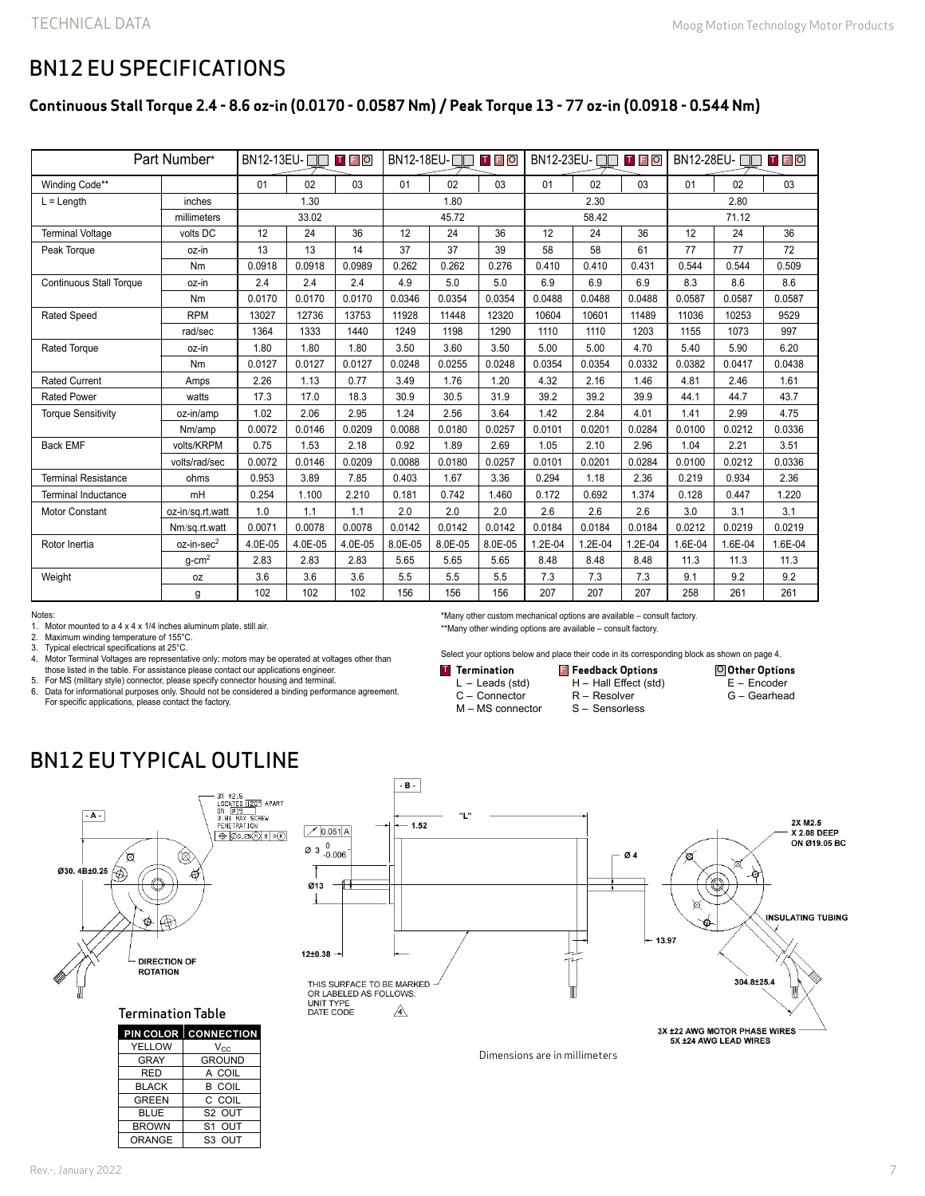# BN12 EU SPECIFICATIONS

## Continuous Stall Torque 2.4 - 8.6 oz-in (0.0170 - 0.0587 Nm) / Peak Torque 13 - 77 oz-in (0.0918 - 0.544 Nm)

| Part Number* | | BN12-13EU-□□ T F O | | | BN12-18EU-□□ T F O | | | BN12-23EU-□□ T F O | | | BN12-28EU-□□ T F O | | |
|---|---|---|---|---|---|---|---|---|---|---|---|---|---|
| Winding Code** | | 01 | 02 | 03 | 01 | 02 | 03 | 01 | 02 | 03 | 01 | 02 | 03 |
| L = Length | inches | 1.30 | | | 1.80 | | | 2.30 | | | 2.80 | | |
| | millimeters | 33.02 | | | 45.72 | | | 58.42 | | | 71.12 | | |
| Terminal Voltage | volts DC | 12 | 24 | 36 | 12 | 24 | 36 | 12 | 24 | 36 | 12 | 24 | 36 |
| Peak Torque | oz-in | 13 | 13 | 14 | 37 | 37 | 39 | 58 | 58 | 61 | 77 | 77 | 72 |
| | Nm | 0.0918 | 0.0918 | 0.0989 | 0.262 | 0.262 | 0.276 | 0.410 | 0.410 | 0.431 | 0.544 | 0.544 | 0.509 |
| Continuous Stall Torque | oz-in | 2.4 | 2.4 | 2.4 | 4.9 | 5.0 | 5.0 | 6.9 | 6.9 | 6.9 | 8.3 | 8.6 | 8.6 |
| | Nm | 0.0170 | 0.0170 | 0.0170 | 0.0346 | 0.0354 | 0.0354 | 0.0488 | 0.0488 | 0.0488 | 0.0587 | 0.0587 | 0.0587 |
| Rated Speed | RPM | 13027 | 12736 | 13753 | 11928 | 11448 | 12320 | 10604 | 10601 | 11489 | 11036 | 10253 | 9529 |
| | rad/sec | 1364 | 1333 | 1440 | 1249 | 1198 | 1290 | 1110 | 1110 | 1203 | 1155 | 1073 | 997 |
| Rated Torque | oz-in | 1.80 | 1.80 | 1.80 | 3.50 | 3.60 | 3.50 | 5.00 | 5.00 | 4.70 | 5.40 | 5.90 | 6.20 |
| | Nm | 0.0127 | 0.0127 | 0.0127 | 0.0248 | 0.0255 | 0.0248 | 0.0354 | 0.0354 | 0.0332 | 0.0382 | 0.0417 | 0.0438 |
| Rated Current | Amps | 2.26 | 1.13 | 0.77 | 3.49 | 1.76 | 1.20 | 4.32 | 2.16 | 1.46 | 4.81 | 2.46 | 1.61 |
| Rated Power | watts | 17.3 | 17.0 | 18.3 | 30.9 | 30.5 | 31.9 | 39.2 | 39.2 | 39.9 | 44.1 | 44.7 | 43.7 |
| Torque Sensitivity | oz-in/amp | 1.02 | 2.06 | 2.95 | 1.24 | 2.56 | 3.64 | 1.42 | 2.84 | 4.01 | 1.41 | 2.99 | 4.75 |
| | Nm/amp | 0.0072 | 0.0146 | 0.0209 | 0.0088 | 0.0180 | 0.0257 | 0.0101 | 0.0201 | 0.0284 | 0.0100 | 0.0212 | 0.0336 |
| Back EMF | volts/KRPM | 0.75 | 1.53 | 2.18 | 0.92 | 1.89 | 2.69 | 1.05 | 2.10 | 2.96 | 1.04 | 2.21 | 3.51 |
| | volts/rad/sec | 0.0072 | 0.0146 | 0.0209 | 0.0088 | 0.0180 | 0.0257 | 0.0101 | 0.0201 | 0.0284 | 0.0100 | 0.0212 | 0.0336 |
| Terminal Resistance | ohms | 0.953 | 3.89 | 7.85 | 0.403 | 1.67 | 3.36 | 0.294 | 1.18 | 2.36 | 0.219 | 0.934 | 2.36 |
| Terminal Inductance | mH | 0.254 | 1.100 | 2.210 | 0.181 | 0.742 | 1.460 | 0.172 | 0.692 | 1.374 | 0.128 | 0.447 | 1.220 |
| Motor Constant | oz-in/sq.rt.watt | 1.0 | 1.1 | 1.1 | 2.0 | 2.0 | 2.0 | 2.6 | 2.6 | 2.6 | 3.0 | 3.1 | 3.1 |
| | Nm/sq.rt.watt | 0.0071 | 0.0078 | 0.0078 | 0.0142 | 0.0142 | 0.0142 | 0.0184 | 0.0184 | 0.0184 | 0.0212 | 0.0219 | 0.0219 |
| Rotor Inertia | oz-in-sec$^2$ | 4.0E-05 | 4.0E-05 | 4.0E-05 | 8.0E-05 | 8.0E-05 | 8.0E-05 | 1.2E-04 | 1.2E-04 | 1.2E-04 | 1.6E-04 | 1.6E-04 | 1.6E-04 |
| | g-cm$^2$ | 2.83 | 2.83 | 2.83 | 5.65 | 5.65 | 5.65 | 8.48 | 8.48 | 8.48 | 11.3 | 11.3 | 11.3 |
| Weight | oz | 3.6 | 3.6 | 3.6 | 5.5 | 5.5 | 5.5 | 7.3 | 7.3 | 7.3 | 9.1 | 9.2 | 9.2 |
| | g | 102 | 102 | 102 | 156 | 156 | 156 | 207 | 207 | 207 | 258 | 261 | 261 |

Notes:
1. Motor mounted to a 4 x 4 x 1/4 inches aluminum plate, still air.
2. Maximum winding temperature of 155°C.
3. Typical electrical specifications at 25°C.
4. Motor Terminal Voltages are representative only; motors may be operated at voltages other than those listed in the table. For assistance please contact our applications engineer.
5. For MS (military style) connector, please specify connector housing and terminal.
6. Data for informational purposes only. Should not be considered a binding performance agreement. For specific applications, please contact the factory.

*Many other custom mechanical options are available – consult factory.
**Many other winding options are available – consult factory.

Select your options below and place their code in its corresponding block as shown on page 4.

**T Termination**
- L – Leads (std)
- C – Connector
- M – MS connector

**F Feedback Options**
- H – Hall Effect (std)
- R – Resolver
- S – Sensorless

**O Other Options**
- E – Encoder
- G – Gearhead

# BN12 EU TYPICAL OUTLINE

3X M2.5 LOCATED [120°] APART ON Ø19 3.81 MAX SCREW PENETRATION

Ø30. 4B±0.25

DIRECTION OF ROTATION

0.051 A

Ø 3 $^{0}_{-0.006}$

Ø13

12±0.38

1.52

"L"

Ø 4

13.97

THIS SURFACE TO BE MARKED OR LABELED AS FOLLOWS: UNIT TYPE DATE CODE

2X M2.5 X 2.08 DEEP ON Ø19.05 BC

INSULATING TUBING

304.8±25.4

3X ±22 AWG MOTOR PHASE WIRES
5X ±24 AWG LEAD WIRES

Dimensions are in millimeters

### Termination Table

| PIN COLOR | CONNECTION |
|---|---|
| YELLOW | $V_{CC}$ |
| GRAY | GROUND |
| RED | A COIL |
| BLACK | B COIL |
| GREEN | C COIL |
| BLUE | S2 OUT |
| BROWN | S1 OUT |
| ORANGE | S3 OUT |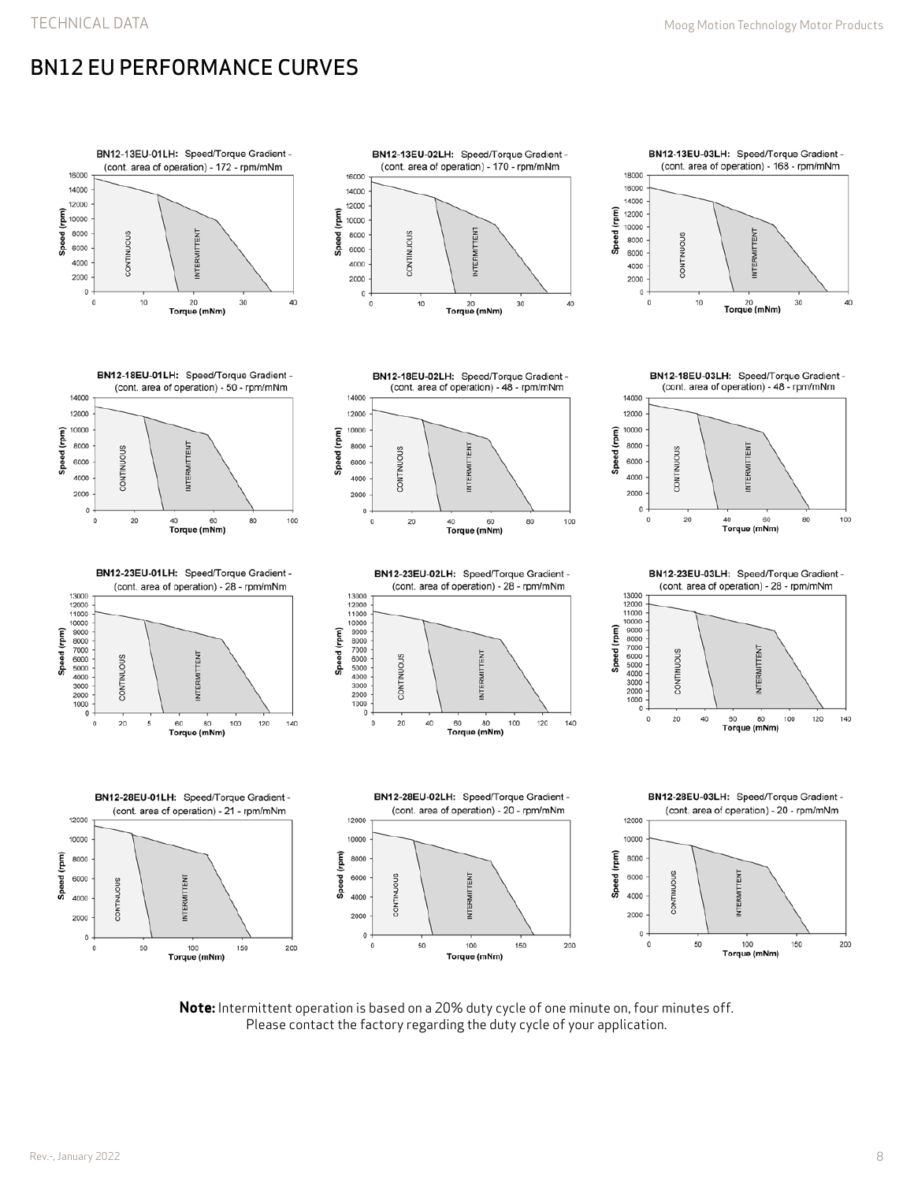# BN12 EU PERFORMANCE CURVES

BN12-13EU-01LH: Speed/Torque Gradient - (cont. area of operation) - 172 - rpm/mNm

BN12-13EU-02LH: Speed/Torque Gradient - (cont. area of operation) - 170 - rpm/mNm

BN12-13EU-03LH: Speed/Torque Gradient - (cont. area of operation) - 168 - rpm/mNm

BN12-18EU-01LH: Speed/Torque Gradient - (cont. area of operation) - 50 - rpm/mNm

BN12-18EU-02LH: Speed/Torque Gradient - (cont. area of operation) - 48 - rpm/mNm

BN12-18EU-03LH: Speed/Torque Gradient - (cont. area of operation) - 48 - rpm/mNm

BN12-23EU-01LH: Speed/Torque Gradient - (cont. area of operation) - 28 - rpm/mNm

BN12-23EU-02LH: Speed/Torque Gradient - (cont. area of operation) - 28 - rpm/mNm

BN12-23EU-03LH: Speed/Torque Gradient - (cont. area of operation) - 28 - rpm/mNm

BN12-28EU-01LH: Speed/Torque Gradient - (cont. area of operation) - 21 - rpm/mNm

BN12-28EU-02LH: Speed/Torque Gradient - (cont. area of operation) - 20 - rpm/mNm

BN12-28EU-03LH: Speed/Torque Gradient - (cont. area of operation) - 20 - rpm/mNm

**Note:** Intermittent operation is based on a 20% duty cycle of one minute on, four minutes off. Please contact the factory regarding the duty cycle of your application.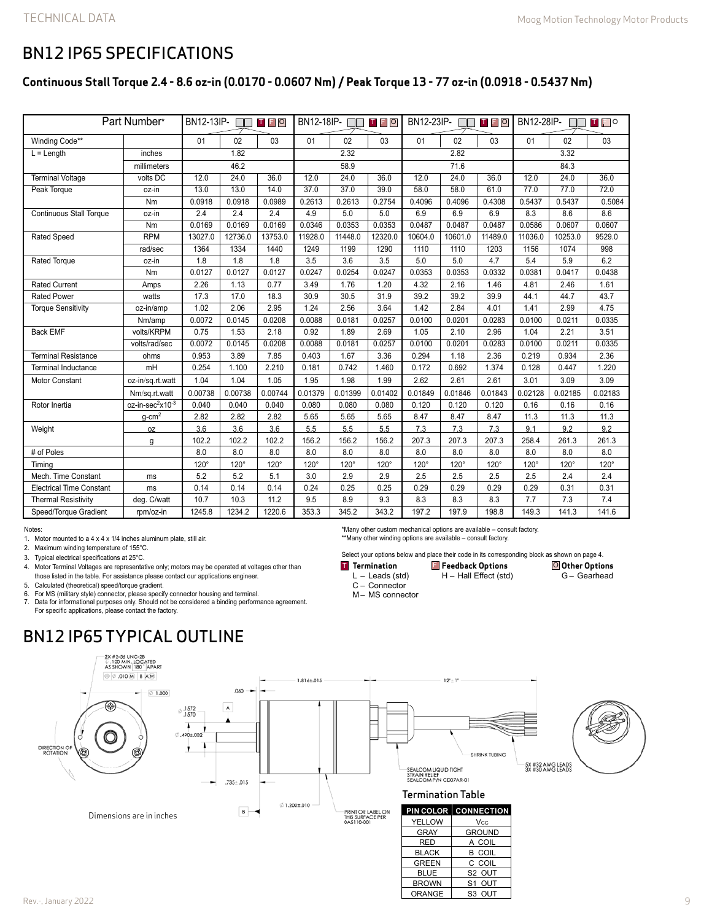# BN12 IP65 SPECIFICATIONS

## Continuous Stall Torque 2.4 - 8.6 oz-in (0.0170 - 0.0607 Nm) / Peak Torque 13 - 77 oz-in (0.0918 - 0.5437 Nm)

| Part Number* | | BN12-13IP- | | | BN12-18IP- | | | BN12-23IP- | | | BN12-28IP- | | |
|---|---|---|---|---|---|---|---|---|---|---|---|---|---|
| Winding Code** | | 01 | 02 | 03 | 01 | 02 | 03 | 01 | 02 | 03 | 01 | 02 | 03 |
| L = Length | inches | 1.82 | | | 2.32 | | | 2.82 | | | 3.32 | | |
| | millimeters | 46.2 | | | 58.9 | | | 71.6 | | | 84.3 | | |
| Terminal Voltage | volts DC | 12.0 | 24.0 | 36.0 | 12.0 | 24.0 | 36.0 | 12.0 | 24.0 | 36.0 | 12.0 | 24.0 | 36.0 |
| Peak Torque | oz-in | 13.0 | 13.0 | 14.0 | 37.0 | 37.0 | 39.0 | 58.0 | 58.0 | 61.0 | 77.0 | 77.0 | 72.0 |
| | Nm | 0.0918 | 0.0918 | 0.0989 | 0.2613 | 0.2613 | 0.2754 | 0.4096 | 0.4096 | 0.4308 | 0.5437 | 0.5437 | 0.5084 |
| Continuous Stall Torque | oz-in | 2.4 | 2.4 | 2.4 | 4.9 | 5.0 | 5.0 | 6.9 | 6.9 | 6.9 | 8.3 | 8.6 | 8.6 |
| | Nm | 0.0169 | 0.0169 | 0.0169 | 0.0346 | 0.0353 | 0.0353 | 0.0487 | 0.0487 | 0.0487 | 0.0586 | 0.0607 | 0.0607 |
| Rated Speed | RPM | 13027.0 | 12736.0 | 13753.0 | 11928.0 | 11448.0 | 12320.0 | 10604.0 | 10601.0 | 11489.0 | 11036.0 | 10253.0 | 9529.0 |
| | rad/sec | 1364 | 1334 | 1440 | 1249 | 1199 | 1290 | 1110 | 1110 | 1203 | 1156 | 1074 | 998 |
| Rated Torque | oz-in | 1.8 | 1.8 | 1.8 | 3.5 | 3.6 | 3.5 | 5.0 | 5.0 | 4.7 | 5.4 | 5.9 | 6.2 |
| | Nm | 0.0127 | 0.0127 | 0.0127 | 0.0247 | 0.0254 | 0.0247 | 0.0353 | 0.0353 | 0.0332 | 0.0381 | 0.0417 | 0.0438 |
| Rated Current | Amps | 2.26 | 1.13 | 0.77 | 3.49 | 1.76 | 1.20 | 4.32 | 2.16 | 1.46 | 4.81 | 2.46 | 1.61 |
| Rated Power | watts | 17.3 | 17.0 | 18.3 | 30.9 | 30.5 | 31.9 | 39.2 | 39.2 | 39.9 | 44.1 | 44.7 | 43.7 |
| Torque Sensitivity | oz-in/amp | 1.02 | 2.06 | 2.95 | 1.24 | 2.56 | 3.64 | 1.42 | 2.84 | 4.01 | 1.41 | 2.99 | 4.75 |
| | Nm/amp | 0.0072 | 0.0145 | 0.0208 | 0.0088 | 0.0181 | 0.0257 | 0.0100 | 0.0201 | 0.0283 | 0.0100 | 0.0211 | 0.0335 |
| Back EMF | volts/KRPM | 0.75 | 1.53 | 2.18 | 0.92 | 1.89 | 2.69 | 1.05 | 2.10 | 2.96 | 1.04 | 2.21 | 3.51 |
| | volts/rad/sec | 0.0072 | 0.0145 | 0.0208 | 0.0088 | 0.0181 | 0.0257 | 0.0100 | 0.0201 | 0.0283 | 0.0100 | 0.0211 | 0.0335 |
| Terminal Resistance | ohms | 0.953 | 3.89 | 7.85 | 0.403 | 1.67 | 3.36 | 0.294 | 1.18 | 2.36 | 0.219 | 0.934 | 2.36 |
| Terminal Inductance | mH | 0.254 | 1.100 | 2.210 | 0.181 | 0.742 | 1.460 | 0.172 | 0.692 | 1.374 | 0.128 | 0.447 | 1.220 |
| Motor Constant | oz-in/sq.rt.watt | 1.04 | 1.04 | 1.05 | 1.95 | 1.98 | 1.99 | 2.62 | 2.61 | 2.61 | 3.01 | 3.09 | 3.09 |
| | Nm/sq.rt.watt | 0.00738 | 0.00738 | 0.00744 | 0.01379 | 0.01399 | 0.01402 | 0.01849 | 0.01846 | 0.01843 | 0.02128 | 0.02185 | 0.02183 |
| Rotor Inertia | oz-in-sec$^2$x10$^{-3}$ | 0.040 | 0.040 | 0.040 | 0.080 | 0.080 | 0.080 | 0.120 | 0.120 | 0.120 | 0.16 | 0.16 | 0.16 |
| | g-cm$^2$ | 2.82 | 2.82 | 2.82 | 5.65 | 5.65 | 5.65 | 8.47 | 8.47 | 8.47 | 11.3 | 11.3 | 11.3 |
| Weight | oz | 3.6 | 3.6 | 3.6 | 5.5 | 5.5 | 5.5 | 7.3 | 7.3 | 7.3 | 9.1 | 9.2 | 9.2 |
| | g | 102.2 | 102.2 | 102.2 | 156.2 | 156.2 | 156.2 | 207.3 | 207.3 | 207.3 | 258.4 | 261.3 | 261.3 |
| # of Poles | | 8.0 | 8.0 | 8.0 | 8.0 | 8.0 | 8.0 | 8.0 | 8.0 | 8.0 | 8.0 | 8.0 | 8.0 |
| Timing | | 120° | 120° | 120° | 120° | 120° | 120° | 120° | 120° | 120° | 120° | 120° | 120° |
| Mech. Time Constant | ms | 5.2 | 5.2 | 5.1 | 3.0 | 2.9 | 2.9 | 2.5 | 2.5 | 2.5 | 2.5 | 2.4 | 2.4 |
| Electrical Time Constant | ms | 0.14 | 0.14 | 0.14 | 0.24 | 0.25 | 0.25 | 0.29 | 0.29 | 0.29 | 0.29 | 0.31 | 0.31 |
| Thermal Resistivity | deg. C/watt | 10.7 | 10.3 | 11.2 | 9.5 | 8.9 | 9.3 | 8.3 | 8.3 | 8.3 | 7.7 | 7.3 | 7.4 |
| Speed/Torque Gradient | rpm/oz-in | 1245.8 | 1234.2 | 1220.6 | 353.3 | 345.2 | 343.2 | 197.2 | 197.9 | 198.8 | 149.3 | 141.3 | 141.6 |

Notes:

1. Motor mounted to a 4 x 4 x 1/4 inches aluminum plate, still air.
2. Maximum winding temperature of 155°C.
3. Typical electrical specifications at 25°C.
4. Motor Terminal Voltages are representative only; motors may be operated at voltages other than those listed in the table. For assistance please contact our applications engineer.
5. Calculated (theoretical) speed/torque gradient.
6. For MS (military style) connector, please specify connector housing and terminal.
7. Data for informational purposes only. Should not be considered a binding performance agreement. For specific applications, please contact the factory.

*Many other custom mechanical options are available – consult factory.
**Many other winding options are available – consult factory.

Select your options below and place their code in its corresponding block as shown on page 4.

**T Termination**
L – Leads (std)
C – Connector
M – MS connector

**F Feedback Options**
H – Hall Effect (std)

**O Other Options**
G – Gearhead

# BN12 IP65 TYPICAL OUTLINE

2X #2-56 UNC-2B ↧ .120 MIN. LOCATED AS SHOWN 180° APART
⌖ ∅ .010 Ⓜ B AⓂ
∅ 1.000
DIRECTION OF ROTATION
.060
∅ .1572 / .1570
A
∅ .490±.002
.735±.015
B
∅ 1.200±.010
1.816±.015
12" ± 1"
PRINT OR LABEL ON THIS SURFACE PER 0A5110-001
SEALCOM LIQUID TIGHT STRAIN RELIEF SEALCOM P/N CE07AR-01
SHRINK TUBING
5X #32 AWG LEADS
3X #30 AWG LEADS

Dimensions are in inches

### Termination Table

| PIN COLOR | CONNECTION |
|---|---|
| YELLOW | Vcc |
| GRAY | GROUND |
| RED | A COIL |
| BLACK | B COIL |
| GREEN | C COIL |
| BLUE | S2 OUT |
| BROWN | S1 OUT |
| ORANGE | S3 OUT |

Rev.-, January 2022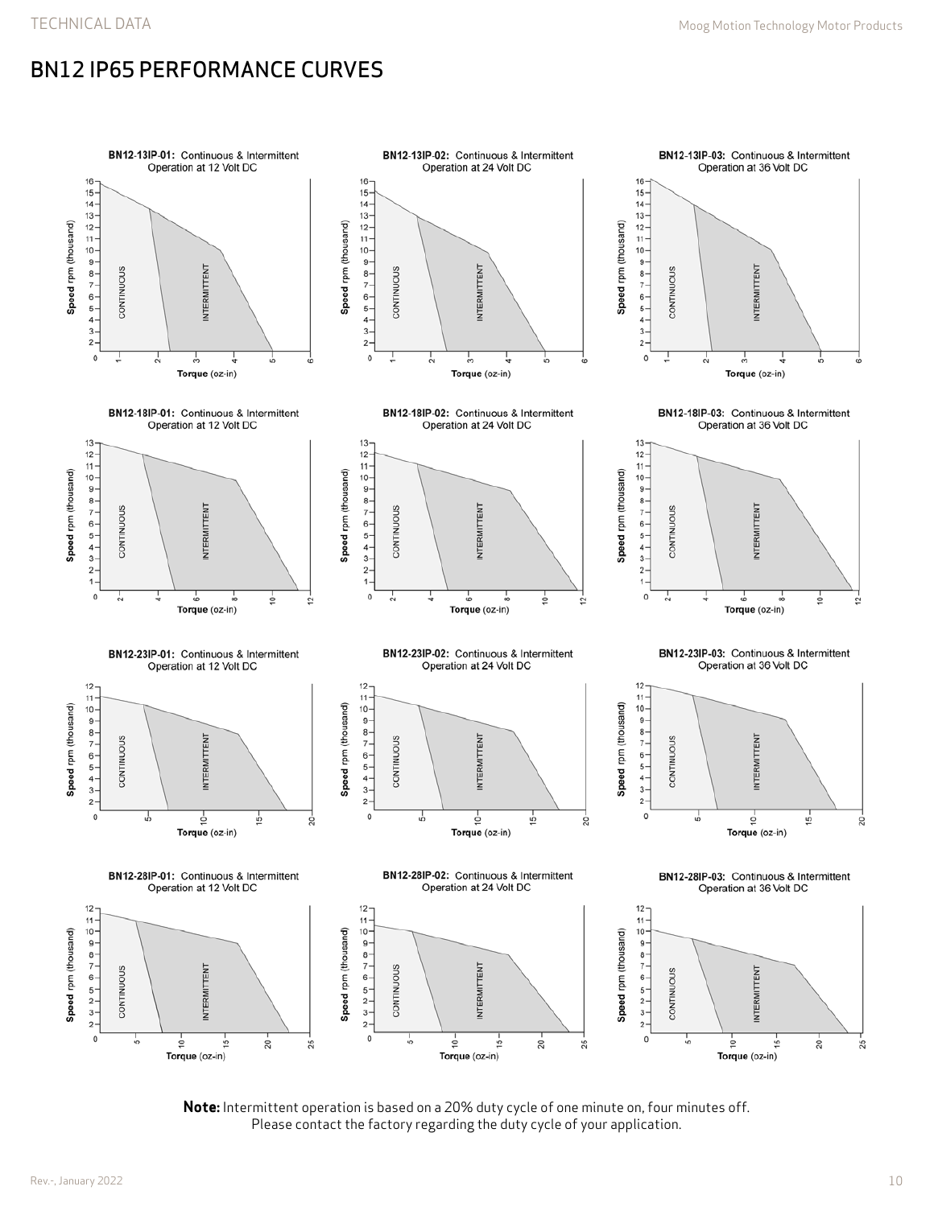# BN12 IP65 PERFORMANCE CURVES

**BN12-13IP-01:** Continuous & Intermittent Operation at 12 Volt DC

Speed rpm (thousand)
CONTINUOUS
INTERMITTENT
Torque (oz-in)

**BN12-13IP-02:** Continuous & Intermittent Operation at 24 Volt DC

Speed rpm (thousand)
CONTINUOUS
INTERMITTENT
Torque (oz-in)

**BN12-13IP-03:** Continuous & Intermittent Operation at 36 Volt DC

Speed rpm (thousand)
CONTINUOUS
INTERMITTENT
Torque (oz-in)

**BN12-18IP-01:** Continuous & Intermittent Operation at 12 Volt DC

Speed rpm (thousand)
CONTINUOUS
INTERMITTENT
Torque (oz-in)

**BN12-18IP-02:** Continuous & Intermittent Operation at 24 Volt DC

Speed rpm (thousand)
CONTINUOUS
INTERMITTENT
Torque (oz-in)

**BN12-18IP-03:** Continuous & Intermittent Operation at 36 Volt DC

Speed rpm (thousand)
CONTINUOUS
INTERMITTENT
Torque (oz-in)

**BN12-23IP-01:** Continuous & Intermittent Operation at 12 Volt DC

Speed rpm (thousand)
CONTINUOUS
INTERMITTENT
Torque (oz-in)

**BN12-23IP-02:** Continuous & Intermittent Operation at 24 Volt DC

Speed rpm (thousand)
CONTINUOUS
INTERMITTENT
Torque (oz-in)

**BN12-23IP-03:** Continuous & Intermittent Operation at 36 Volt DC

Speed rpm (thousand)
CONTINUOUS
INTERMITTENT
Torque (oz-in)

**BN12-28IP-01:** Continuous & Intermittent Operation at 12 Volt DC

Speed rpm (thousand)
CONTINUOUS
INTERMITTENT
Torque (oz-in)

**BN12-28IP-02:** Continuous & Intermittent Operation at 24 Volt DC

Speed rpm (thousand)
CONTINUOUS
INTERMITTENT
Torque (oz-in)

**BN12-28IP-03:** Continuous & Intermittent Operation at 36 Volt DC

Speed rpm (thousand)
CONTINUOUS
INTERMITTENT
Torque (oz-in)

**Note:** Intermittent operation is based on a 20% duty cycle of one minute on, four minutes off. Please contact the factory regarding the duty cycle of your application.